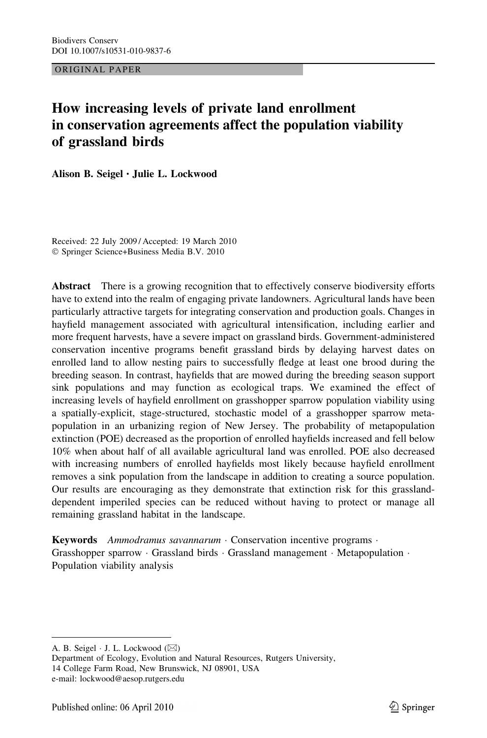Biodivers Conserv
DOI 10.1007/s10531-010-9837-6

ORIGINAL PAPER

# How increasing levels of private land enrollment in conservation agreements affect the population viability of grassland birds

**Alison B. Seigel · Julie L. Lockwood**

Received: 22 July 2009 / Accepted: 19 March 2010
© Springer Science+Business Media B.V. 2010

**Abstract** There is a growing recognition that to effectively conserve biodiversity efforts have to extend into the realm of engaging private landowners. Agricultural lands have been particularly attractive targets for integrating conservation and production goals. Changes in hayfield management associated with agricultural intensification, including earlier and more frequent harvests, have a severe impact on grassland birds. Government-administered conservation incentive programs benefit grassland birds by delaying harvest dates on enrolled land to allow nesting pairs to successfully fledge at least one brood during the breeding season. In contrast, hayfields that are mowed during the breeding season support sink populations and may function as ecological traps. We examined the effect of increasing levels of hayfield enrollment on grasshopper sparrow population viability using a spatially-explicit, stage-structured, stochastic model of a grasshopper sparrow metapopulation in an urbanizing region of New Jersey. The probability of metapopulation extinction (POE) decreased as the proportion of enrolled hayfields increased and fell below 10% when about half of all available agricultural land was enrolled. POE also decreased with increasing numbers of enrolled hayfields most likely because hayfield enrollment removes a sink population from the landscape in addition to creating a source population. Our results are encouraging as they demonstrate that extinction risk for this grassland-dependent imperiled species can be reduced without having to protect or manage all remaining grassland habitat in the landscape.

**Keywords** *Ammodramus savannarum* · Conservation incentive programs · Grasshopper sparrow · Grassland birds · Grassland management · Metapopulation · Population viability analysis

---

A. B. Seigel · J. L. Lockwood (✉)
Department of Ecology, Evolution and Natural Resources, Rutgers University, 14 College Farm Road, New Brunswick, NJ 08901, USA
e-mail: lockwood@aesop.rutgers.edu

Published online: 06 April 2010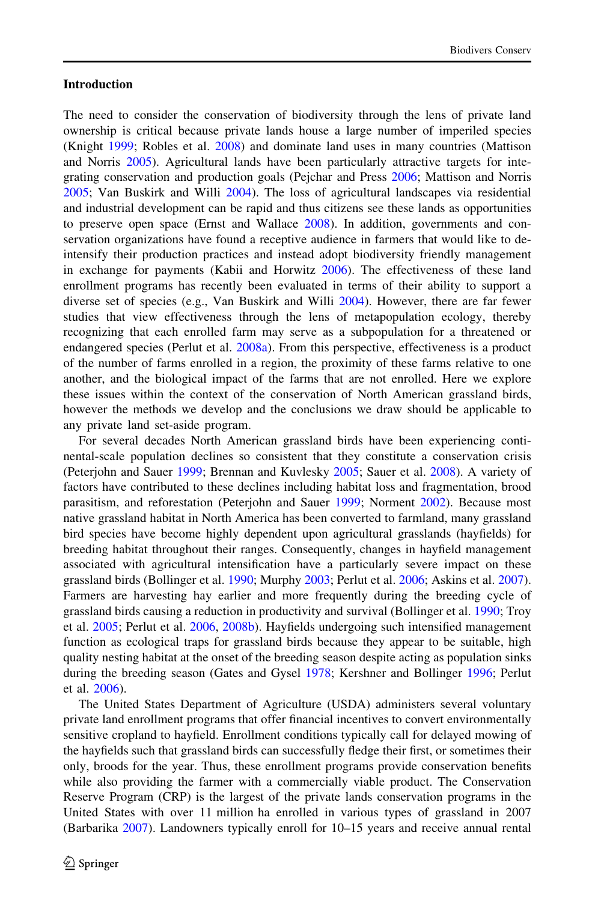## Introduction

The need to consider the conservation of biodiversity through the lens of private land ownership is critical because private lands house a large number of imperiled species (Knight 1999; Robles et al. 2008) and dominate land uses in many countries (Mattison and Norris 2005). Agricultural lands have been particularly attractive targets for integrating conservation and production goals (Pejchar and Press 2006; Mattison and Norris 2005; Van Buskirk and Willi 2004). The loss of agricultural landscapes via residential and industrial development can be rapid and thus citizens see these lands as opportunities to preserve open space (Ernst and Wallace 2008). In addition, governments and conservation organizations have found a receptive audience in farmers that would like to de-intensify their production practices and instead adopt biodiversity friendly management in exchange for payments (Kabii and Horwitz 2006). The effectiveness of these land enrollment programs has recently been evaluated in terms of their ability to support a diverse set of species (e.g., Van Buskirk and Willi 2004). However, there are far fewer studies that view effectiveness through the lens of metapopulation ecology, thereby recognizing that each enrolled farm may serve as a subpopulation for a threatened or endangered species (Perlut et al. 2008a). From this perspective, effectiveness is a product of the number of farms enrolled in a region, the proximity of these farms relative to one another, and the biological impact of the farms that are not enrolled. Here we explore these issues within the context of the conservation of North American grassland birds, however the methods we develop and the conclusions we draw should be applicable to any private land set-aside program.

For several decades North American grassland birds have been experiencing continental-scale population declines so consistent that they constitute a conservation crisis (Peterjohn and Sauer 1999; Brennan and Kuvlesky 2005; Sauer et al. 2008). A variety of factors have contributed to these declines including habitat loss and fragmentation, brood parasitism, and reforestation (Peterjohn and Sauer 1999; Norment 2002). Because most native grassland habitat in North America has been converted to farmland, many grassland bird species have become highly dependent upon agricultural grasslands (hayfields) for breeding habitat throughout their ranges. Consequently, changes in hayfield management associated with agricultural intensification have a particularly severe impact on these grassland birds (Bollinger et al. 1990; Murphy 2003; Perlut et al. 2006; Askins et al. 2007). Farmers are harvesting hay earlier and more frequently during the breeding cycle of grassland birds causing a reduction in productivity and survival (Bollinger et al. 1990; Troy et al. 2005; Perlut et al. 2006, 2008b). Hayfields undergoing such intensified management function as ecological traps for grassland birds because they appear to be suitable, high quality nesting habitat at the onset of the breeding season despite acting as population sinks during the breeding season (Gates and Gysel 1978; Kershner and Bollinger 1996; Perlut et al. 2006).

The United States Department of Agriculture (USDA) administers several voluntary private land enrollment programs that offer financial incentives to convert environmentally sensitive cropland to hayfield. Enrollment conditions typically call for delayed mowing of the hayfields such that grassland birds can successfully fledge their first, or sometimes their only, broods for the year. Thus, these enrollment programs provide conservation benefits while also providing the farmer with a commercially viable product. The Conservation Reserve Program (CRP) is the largest of the private lands conservation programs in the United States with over 11 million ha enrolled in various types of grassland in 2007 (Barbarika 2007). Landowners typically enroll for 10–15 years and receive annual rental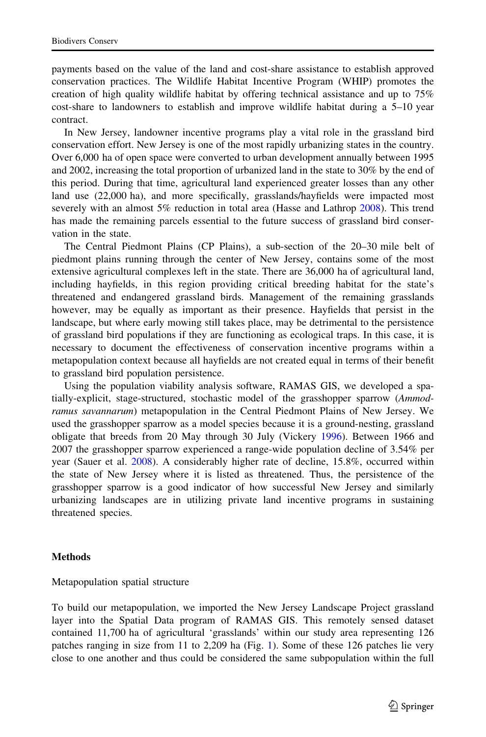payments based on the value of the land and cost-share assistance to establish approved conservation practices. The Wildlife Habitat Incentive Program (WHIP) promotes the creation of high quality wildlife habitat by offering technical assistance and up to 75% cost-share to landowners to establish and improve wildlife habitat during a 5–10 year contract.

In New Jersey, landowner incentive programs play a vital role in the grassland bird conservation effort. New Jersey is one of the most rapidly urbanizing states in the country. Over 6,000 ha of open space were converted to urban development annually between 1995 and 2002, increasing the total proportion of urbanized land in the state to 30% by the end of this period. During that time, agricultural land experienced greater losses than any other land use (22,000 ha), and more specifically, grasslands/hayfields were impacted most severely with an almost 5% reduction in total area (Hasse and Lathrop 2008). This trend has made the remaining parcels essential to the future success of grassland bird conservation in the state.

The Central Piedmont Plains (CP Plains), a sub-section of the 20–30 mile belt of piedmont plains running through the center of New Jersey, contains some of the most extensive agricultural complexes left in the state. There are 36,000 ha of agricultural land, including hayfields, in this region providing critical breeding habitat for the state's threatened and endangered grassland birds. Management of the remaining grasslands however, may be equally as important as their presence. Hayfields that persist in the landscape, but where early mowing still takes place, may be detrimental to the persistence of grassland bird populations if they are functioning as ecological traps. In this case, it is necessary to document the effectiveness of conservation incentive programs within a metapopulation context because all hayfields are not created equal in terms of their benefit to grassland bird population persistence.

Using the population viability analysis software, RAMAS GIS, we developed a spatially-explicit, stage-structured, stochastic model of the grasshopper sparrow (*Ammodramus savannarum*) metapopulation in the Central Piedmont Plains of New Jersey. We used the grasshopper sparrow as a model species because it is a ground-nesting, grassland obligate that breeds from 20 May through 30 July (Vickery 1996). Between 1966 and 2007 the grasshopper sparrow experienced a range-wide population decline of 3.54% per year (Sauer et al. 2008). A considerably higher rate of decline, 15.8%, occurred within the state of New Jersey where it is listed as threatened. Thus, the persistence of the grasshopper sparrow is a good indicator of how successful New Jersey and similarly urbanizing landscapes are in utilizing private land incentive programs in sustaining threatened species.

## Methods

### Metapopulation spatial structure

To build our metapopulation, we imported the New Jersey Landscape Project grassland layer into the Spatial Data program of RAMAS GIS. This remotely sensed dataset contained 11,700 ha of agricultural 'grasslands' within our study area representing 126 patches ranging in size from 11 to 2,209 ha (Fig. 1). Some of these 126 patches lie very close to one another and thus could be considered the same subpopulation within the full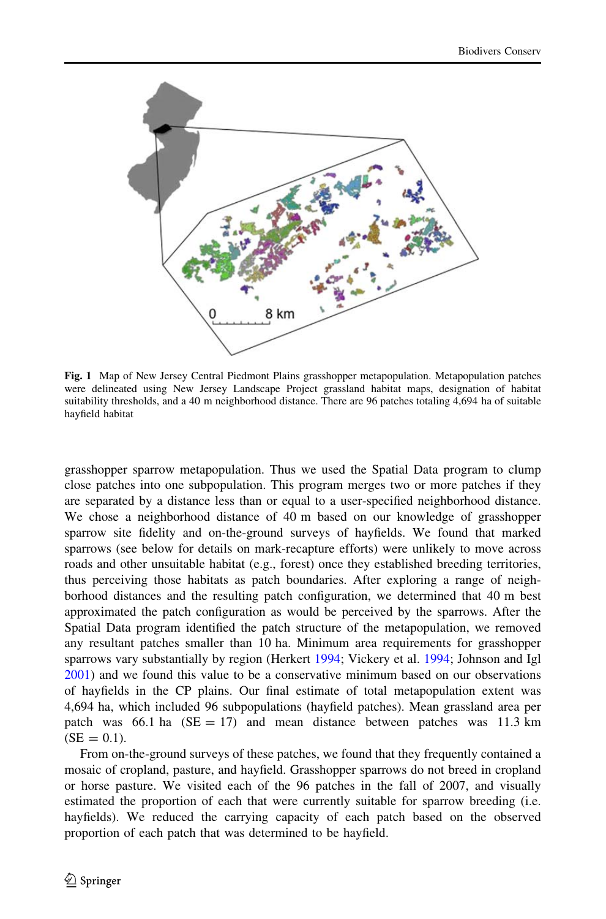Fig. 1 Map of New Jersey Central Piedmont Plains grasshopper metapopulation. Metapopulation patches were delineated using New Jersey Landscape Project grassland habitat maps, designation of habitat suitability thresholds, and a 40 m neighborhood distance. There are 96 patches totaling 4,694 ha of suitable hayfield habitat

grasshopper sparrow metapopulation. Thus we used the Spatial Data program to clump close patches into one subpopulation. This program merges two or more patches if they are separated by a distance less than or equal to a user-specified neighborhood distance. We chose a neighborhood distance of 40 m based on our knowledge of grasshopper sparrow site fidelity and on-the-ground surveys of hayfields. We found that marked sparrows (see below for details on mark-recapture efforts) were unlikely to move across roads and other unsuitable habitat (e.g., forest) once they established breeding territories, thus perceiving those habitats as patch boundaries. After exploring a range of neighborhood distances and the resulting patch configuration, we determined that 40 m best approximated the patch configuration as would be perceived by the sparrows. After the Spatial Data program identified the patch structure of the metapopulation, we removed any resultant patches smaller than 10 ha. Minimum area requirements for grasshopper sparrows vary substantially by region (Herkert 1994; Vickery et al. 1994; Johnson and Igl 2001) and we found this value to be a conservative minimum based on our observations of hayfields in the CP plains. Our final estimate of total metapopulation extent was 4,694 ha, which included 96 subpopulations (hayfield patches). Mean grassland area per patch was 66.1 ha (SE = 17) and mean distance between patches was 11.3 km (SE = 0.1).

From on-the-ground surveys of these patches, we found that they frequently contained a mosaic of cropland, pasture, and hayfield. Grasshopper sparrows do not breed in cropland or horse pasture. We visited each of the 96 patches in the fall of 2007, and visually estimated the proportion of each that were currently suitable for sparrow breeding (i.e. hayfields). We reduced the carrying capacity of each patch based on the observed proportion of each patch that was determined to be hayfield.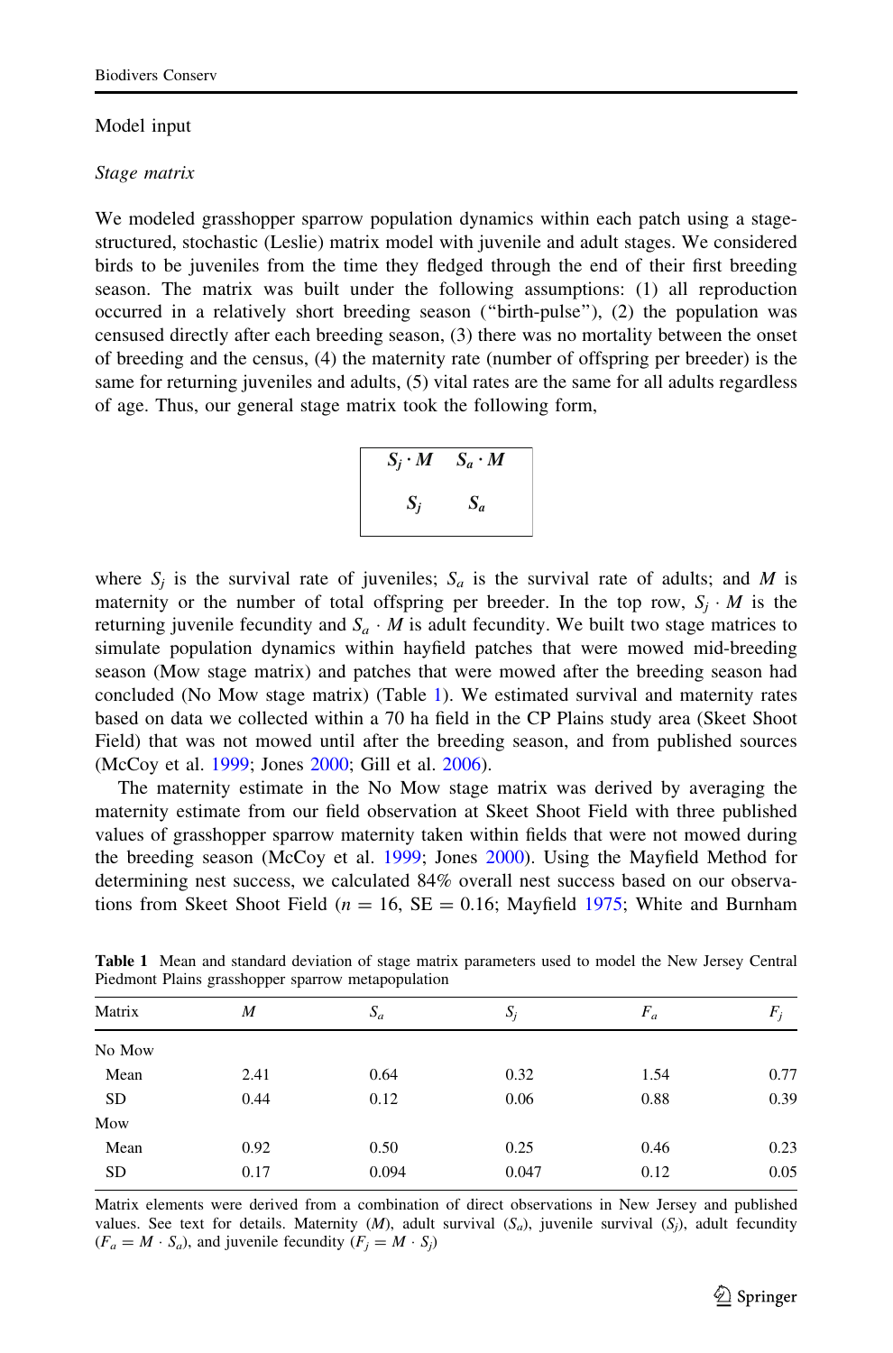Model input

*Stage matrix*

We modeled grasshopper sparrow population dynamics within each patch using a stage-structured, stochastic (Leslie) matrix model with juvenile and adult stages. We considered birds to be juveniles from the time they fledged through the end of their first breeding season. The matrix was built under the following assumptions: (1) all reproduction occurred in a relatively short breeding season ("birth-pulse"), (2) the population was censused directly after each breeding season, (3) there was no mortality between the onset of breeding and the census, (4) the maternity rate (number of offspring per breeder) is the same for returning juveniles and adults, (5) vital rates are the same for all adults regardless of age. Thus, our general stage matrix took the following form,

$$\begin{bmatrix} S_j \cdot M & S_a \cdot M \\ S_j & S_a \end{bmatrix}$$

where $S_j$ is the survival rate of juveniles; $S_a$ is the survival rate of adults; and $M$ is maternity or the number of total offspring per breeder. In the top row, $S_j \cdot M$ is the returning juvenile fecundity and $S_a \cdot M$ is adult fecundity. We built two stage matrices to simulate population dynamics within hayfield patches that were mowed mid-breeding season (Mow stage matrix) and patches that were mowed after the breeding season had concluded (No Mow stage matrix) (Table 1). We estimated survival and maternity rates based on data we collected within a 70 ha field in the CP Plains study area (Skeet Shoot Field) that was not mowed until after the breeding season, and from published sources (McCoy et al. 1999; Jones 2000; Gill et al. 2006).

The maternity estimate in the No Mow stage matrix was derived by averaging the maternity estimate from our field observation at Skeet Shoot Field with three published values of grasshopper sparrow maternity taken within fields that were not mowed during the breeding season (McCoy et al. 1999; Jones 2000). Using the Mayfield Method for determining nest success, we calculated 84% overall nest success based on our observations from Skeet Shoot Field ($n = 16$, SE = 0.16; Mayfield 1975; White and Burnham

**Table 1** Mean and standard deviation of stage matrix parameters used to model the New Jersey Central Piedmont Plains grasshopper sparrow metapopulation

| Matrix | $M$ | $S_a$ | $S_j$ | $F_a$ | $F_j$ |
|---|---|---|---|---|---|
| No Mow | | | | | |
| Mean | 2.41 | 0.64 | 0.32 | 1.54 | 0.77 |
| SD | 0.44 | 0.12 | 0.06 | 0.88 | 0.39 |
| Mow | | | | | |
| Mean | 0.92 | 0.50 | 0.25 | 0.46 | 0.23 |
| SD | 0.17 | 0.094 | 0.047 | 0.12 | 0.05 |

Matrix elements were derived from a combination of direct observations in New Jersey and published values. See text for details. Maternity ($M$), adult survival ($S_a$), juvenile survival ($S_j$), adult fecundity ($F_a = M \cdot S_a$), and juvenile fecundity ($F_j = M \cdot S_j$)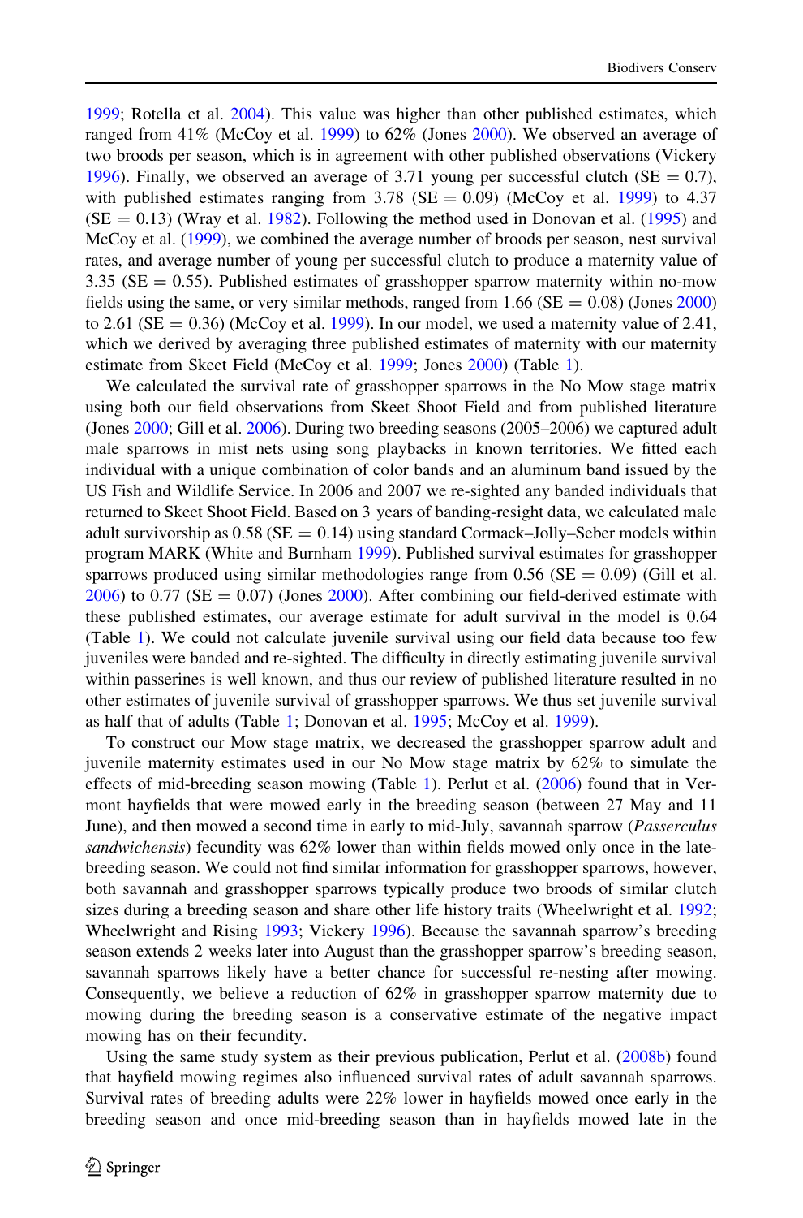1999; Rotella et al. 2004). This value was higher than other published estimates, which ranged from 41% (McCoy et al. 1999) to 62% (Jones 2000). We observed an average of two broods per season, which is in agreement with other published observations (Vickery 1996). Finally, we observed an average of 3.71 young per successful clutch (SE = 0.7), with published estimates ranging from 3.78 (SE = 0.09) (McCoy et al. 1999) to 4.37 (SE = 0.13) (Wray et al. 1982). Following the method used in Donovan et al. (1995) and McCoy et al. (1999), we combined the average number of broods per season, nest survival rates, and average number of young per successful clutch to produce a maternity value of 3.35 (SE = 0.55). Published estimates of grasshopper sparrow maternity within no-mow fields using the same, or very similar methods, ranged from 1.66 (SE = 0.08) (Jones 2000) to 2.61 (SE = 0.36) (McCoy et al. 1999). In our model, we used a maternity value of 2.41, which we derived by averaging three published estimates of maternity with our maternity estimate from Skeet Field (McCoy et al. 1999; Jones 2000) (Table 1).

We calculated the survival rate of grasshopper sparrows in the No Mow stage matrix using both our field observations from Skeet Shoot Field and from published literature (Jones 2000; Gill et al. 2006). During two breeding seasons (2005–2006) we captured adult male sparrows in mist nets using song playbacks in known territories. We fitted each individual with a unique combination of color bands and an aluminum band issued by the US Fish and Wildlife Service. In 2006 and 2007 we re-sighted any banded individuals that returned to Skeet Shoot Field. Based on 3 years of banding-resight data, we calculated male adult survivorship as 0.58 (SE = 0.14) using standard Cormack–Jolly–Seber models within program MARK (White and Burnham 1999). Published survival estimates for grasshopper sparrows produced using similar methodologies range from 0.56 (SE = 0.09) (Gill et al. 2006) to 0.77 (SE = 0.07) (Jones 2000). After combining our field-derived estimate with these published estimates, our average estimate for adult survival in the model is 0.64 (Table 1). We could not calculate juvenile survival using our field data because too few juveniles were banded and re-sighted. The difficulty in directly estimating juvenile survival within passerines is well known, and thus our review of published literature resulted in no other estimates of juvenile survival of grasshopper sparrows. We thus set juvenile survival as half that of adults (Table 1; Donovan et al. 1995; McCoy et al. 1999).

To construct our Mow stage matrix, we decreased the grasshopper sparrow adult and juvenile maternity estimates used in our No Mow stage matrix by 62% to simulate the effects of mid-breeding season mowing (Table 1). Perlut et al. (2006) found that in Vermont hayfields that were mowed early in the breeding season (between 27 May and 11 June), and then mowed a second time in early to mid-July, savannah sparrow (*Passerculus sandwichensis*) fecundity was 62% lower than within fields mowed only once in the late-breeding season. We could not find similar information for grasshopper sparrows, however, both savannah and grasshopper sparrows typically produce two broods of similar clutch sizes during a breeding season and share other life history traits (Wheelwright et al. 1992; Wheelwright and Rising 1993; Vickery 1996). Because the savannah sparrow's breeding season extends 2 weeks later into August than the grasshopper sparrow's breeding season, savannah sparrows likely have a better chance for successful re-nesting after mowing. Consequently, we believe a reduction of 62% in grasshopper sparrow maternity due to mowing during the breeding season is a conservative estimate of the negative impact mowing has on their fecundity.

Using the same study system as their previous publication, Perlut et al. (2008b) found that hayfield mowing regimes also influenced survival rates of adult savannah sparrows. Survival rates of breeding adults were 22% lower in hayfields mowed once early in the breeding season and once mid-breeding season than in hayfields mowed late in the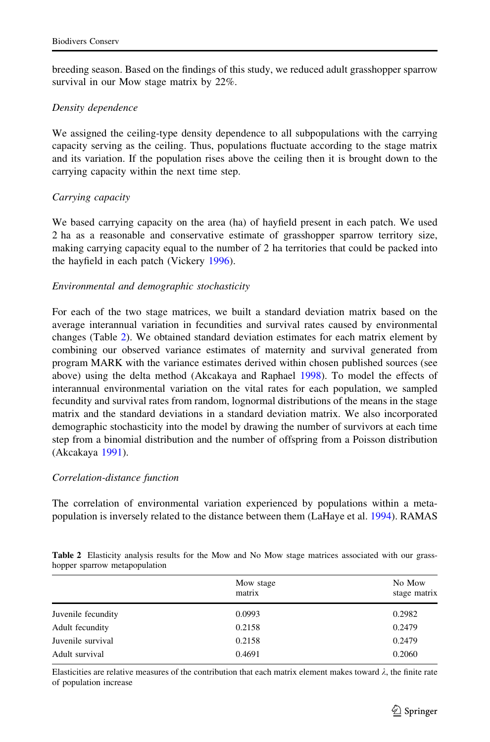breeding season. Based on the findings of this study, we reduced adult grasshopper sparrow survival in our Mow stage matrix by 22%.

*Density dependence*

We assigned the ceiling-type density dependence to all subpopulations with the carrying capacity serving as the ceiling. Thus, populations fluctuate according to the stage matrix and its variation. If the population rises above the ceiling then it is brought down to the carrying capacity within the next time step.

*Carrying capacity*

We based carrying capacity on the area (ha) of hayfield present in each patch. We used 2 ha as a reasonable and conservative estimate of grasshopper sparrow territory size, making carrying capacity equal to the number of 2 ha territories that could be packed into the hayfield in each patch (Vickery 1996).

*Environmental and demographic stochasticity*

For each of the two stage matrices, we built a standard deviation matrix based on the average interannual variation in fecundities and survival rates caused by environmental changes (Table 2). We obtained standard deviation estimates for each matrix element by combining our observed variance estimates of maternity and survival generated from program MARK with the variance estimates derived within chosen published sources (see above) using the delta method (Akcakaya and Raphael 1998). To model the effects of interannual environmental variation on the vital rates for each population, we sampled fecundity and survival rates from random, lognormal distributions of the means in the stage matrix and the standard deviations in a standard deviation matrix. We also incorporated demographic stochasticity into the model by drawing the number of survivors at each time step from a binomial distribution and the number of offspring from a Poisson distribution (Akcakaya 1991).

*Correlation-distance function*

The correlation of environmental variation experienced by populations within a metapopulation is inversely related to the distance between them (LaHaye et al. 1994). RAMAS

**Table 2** Elasticity analysis results for the Mow and No Mow stage matrices associated with our grasshopper sparrow metapopulation

| | Mow stage matrix | No Mow stage matrix |
|---|---|---|
| Juvenile fecundity | 0.0993 | 0.2982 |
| Adult fecundity | 0.2158 | 0.2479 |
| Juvenile survival | 0.2158 | 0.2479 |
| Adult survival | 0.4691 | 0.2060 |

Elasticities are relative measures of the contribution that each matrix element makes toward $\lambda$, the finite rate of population increase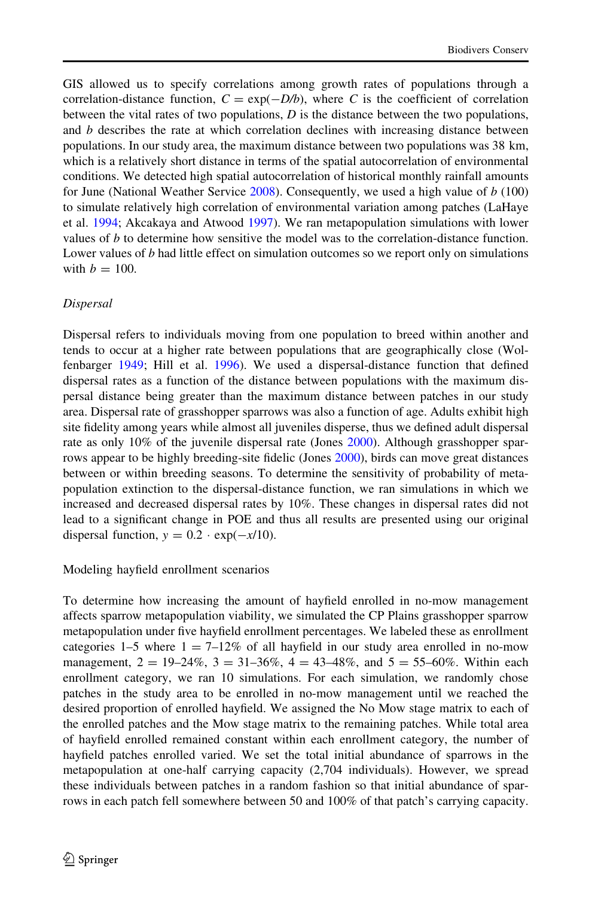GIS allowed us to specify correlations among growth rates of populations through a correlation-distance function, $C = \exp(-D/b)$, where $C$ is the coefficient of correlation between the vital rates of two populations, $D$ is the distance between the two populations, and $b$ describes the rate at which correlation declines with increasing distance between populations. In our study area, the maximum distance between two populations was 38 km, which is a relatively short distance in terms of the spatial autocorrelation of environmental conditions. We detected high spatial autocorrelation of historical monthly rainfall amounts for June (National Weather Service 2008). Consequently, we used a high value of $b$ (100) to simulate relatively high correlation of environmental variation among patches (LaHaye et al. 1994; Akcakaya and Atwood 1997). We ran metapopulation simulations with lower values of $b$ to determine how sensitive the model was to the correlation-distance function. Lower values of $b$ had little effect on simulation outcomes so we report only on simulations with $b = 100$.

*Dispersal*

Dispersal refers to individuals moving from one population to breed within another and tends to occur at a higher rate between populations that are geographically close (Wolfenbarger 1949; Hill et al. 1996). We used a dispersal-distance function that defined dispersal rates as a function of the distance between populations with the maximum dispersal distance being greater than the maximum distance between patches in our study area. Dispersal rate of grasshopper sparrows was also a function of age. Adults exhibit high site fidelity among years while almost all juveniles disperse, thus we defined adult dispersal rate as only 10% of the juvenile dispersal rate (Jones 2000). Although grasshopper sparrows appear to be highly breeding-site fidelic (Jones 2000), birds can move great distances between or within breeding seasons. To determine the sensitivity of probability of metapopulation extinction to the dispersal-distance function, we ran simulations in which we increased and decreased dispersal rates by 10%. These changes in dispersal rates did not lead to a significant change in POE and thus all results are presented using our original dispersal function, $y = 0.2 \cdot \exp(-x/10)$.

Modeling hayfield enrollment scenarios

To determine how increasing the amount of hayfield enrolled in no-mow management affects sparrow metapopulation viability, we simulated the CP Plains grasshopper sparrow metapopulation under five hayfield enrollment percentages. We labeled these as enrollment categories 1–5 where 1 = 7–12% of all hayfield in our study area enrolled in no-mow management, 2 = 19–24%, 3 = 31–36%, 4 = 43–48%, and 5 = 55–60%. Within each enrollment category, we ran 10 simulations. For each simulation, we randomly chose patches in the study area to be enrolled in no-mow management until we reached the desired proportion of enrolled hayfield. We assigned the No Mow stage matrix to each of the enrolled patches and the Mow stage matrix to the remaining patches. While total area of hayfield enrolled remained constant within each enrollment category, the number of hayfield patches enrolled varied. We set the total initial abundance of sparrows in the metapopulation at one-half carrying capacity (2,704 individuals). However, we spread these individuals between patches in a random fashion so that initial abundance of sparrows in each patch fell somewhere between 50 and 100% of that patch's carrying capacity.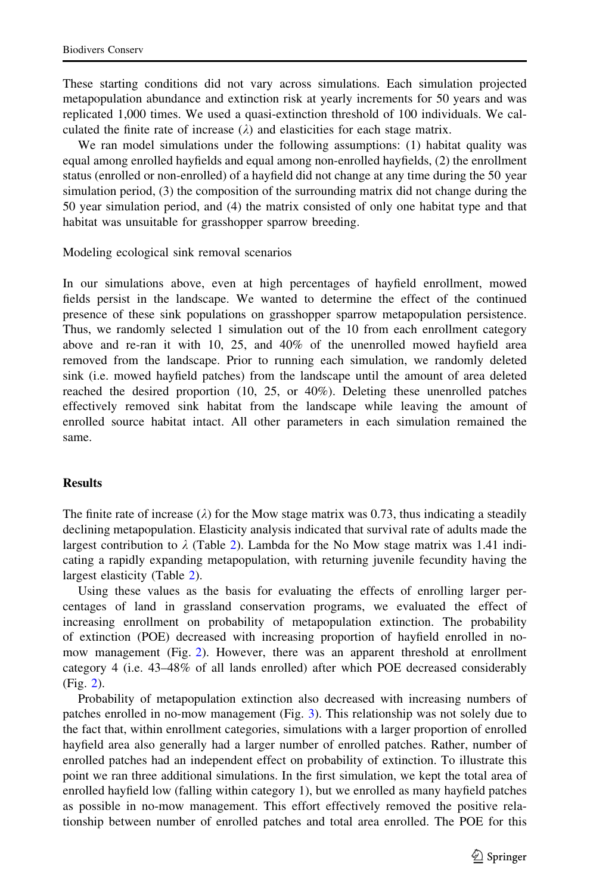These starting conditions did not vary across simulations. Each simulation projected metapopulation abundance and extinction risk at yearly increments for 50 years and was replicated 1,000 times. We used a quasi-extinction threshold of 100 individuals. We calculated the finite rate of increase ($\lambda$) and elasticities for each stage matrix.

We ran model simulations under the following assumptions: (1) habitat quality was equal among enrolled hayfields and equal among non-enrolled hayfields, (2) the enrollment status (enrolled or non-enrolled) of a hayfield did not change at any time during the 50 year simulation period, (3) the composition of the surrounding matrix did not change during the 50 year simulation period, and (4) the matrix consisted of only one habitat type and that habitat was unsuitable for grasshopper sparrow breeding.

### Modeling ecological sink removal scenarios

In our simulations above, even at high percentages of hayfield enrollment, mowed fields persist in the landscape. We wanted to determine the effect of the continued presence of these sink populations on grasshopper sparrow metapopulation persistence. Thus, we randomly selected 1 simulation out of the 10 from each enrollment category above and re-ran it with 10, 25, and 40% of the unenrolled mowed hayfield area removed from the landscape. Prior to running each simulation, we randomly deleted sink (i.e. mowed hayfield patches) from the landscape until the amount of area deleted reached the desired proportion (10, 25, or 40%). Deleting these unenrolled patches effectively removed sink habitat from the landscape while leaving the amount of enrolled source habitat intact. All other parameters in each simulation remained the same.

## Results

The finite rate of increase ($\lambda$) for the Mow stage matrix was 0.73, thus indicating a steadily declining metapopulation. Elasticity analysis indicated that survival rate of adults made the largest contribution to $\lambda$ (Table 2). Lambda for the No Mow stage matrix was 1.41 indicating a rapidly expanding metapopulation, with returning juvenile fecundity having the largest elasticity (Table 2).

Using these values as the basis for evaluating the effects of enrolling larger percentages of land in grassland conservation programs, we evaluated the effect of increasing enrollment on probability of metapopulation extinction. The probability of extinction (POE) decreased with increasing proportion of hayfield enrolled in no-mow management (Fig. 2). However, there was an apparent threshold at enrollment category 4 (i.e. 43–48% of all lands enrolled) after which POE decreased considerably (Fig. 2).

Probability of metapopulation extinction also decreased with increasing numbers of patches enrolled in no-mow management (Fig. 3). This relationship was not solely due to the fact that, within enrollment categories, simulations with a larger proportion of enrolled hayfield area also generally had a larger number of enrolled patches. Rather, number of enrolled patches had an independent effect on probability of extinction. To illustrate this point we ran three additional simulations. In the first simulation, we kept the total area of enrolled hayfield low (falling within category 1), but we enrolled as many hayfield patches as possible in no-mow management. This effort effectively removed the positive relationship between number of enrolled patches and total area enrolled. The POE for this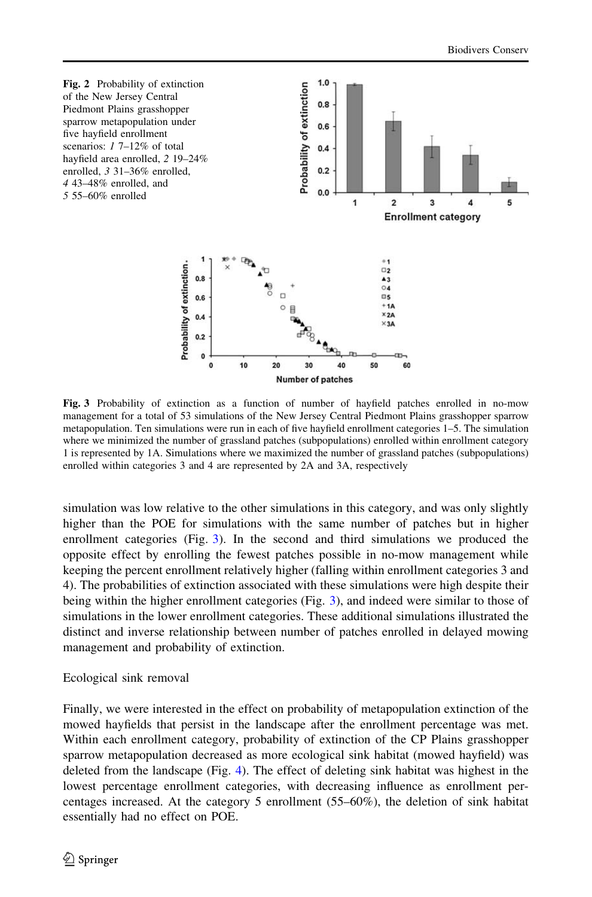**Fig. 2** Probability of extinction of the New Jersey Central Piedmont Plains grasshopper sparrow metapopulation under five hayfield enrollment scenarios: *1* 7–12% of total hayfield area enrolled, *2* 19–24% enrolled, *3* 31–36% enrolled, *4* 43–48% enrolled, and *5* 55–60% enrolled

**Fig. 3** Probability of extinction as a function of number of hayfield patches enrolled in no-mow management for a total of 53 simulations of the New Jersey Central Piedmont Plains grasshopper sparrow metapopulation. Ten simulations were run in each of five hayfield enrollment categories 1–5. The simulation where we minimized the number of grassland patches (subpopulations) enrolled within enrollment category 1 is represented by 1A. Simulations where we maximized the number of grassland patches (subpopulations) enrolled within categories 3 and 4 are represented by 2A and 3A, respectively

simulation was low relative to the other simulations in this category, and was only slightly higher than the POE for simulations with the same number of patches but in higher enrollment categories (Fig. 3). In the second and third simulations we produced the opposite effect by enrolling the fewest patches possible in no-mow management while keeping the percent enrollment relatively higher (falling within enrollment categories 3 and 4). The probabilities of extinction associated with these simulations were high despite their being within the higher enrollment categories (Fig. 3), and indeed were similar to those of simulations in the lower enrollment categories. These additional simulations illustrated the distinct and inverse relationship between number of patches enrolled in delayed mowing management and probability of extinction.

Ecological sink removal

Finally, we were interested in the effect on probability of metapopulation extinction of the mowed hayfields that persist in the landscape after the enrollment percentage was met. Within each enrollment category, probability of extinction of the CP Plains grasshopper sparrow metapopulation decreased as more ecological sink habitat (mowed hayfield) was deleted from the landscape (Fig. 4). The effect of deleting sink habitat was highest in the lowest percentage enrollment categories, with decreasing influence as enrollment percentages increased. At the category 5 enrollment (55–60%), the deletion of sink habitat essentially had no effect on POE.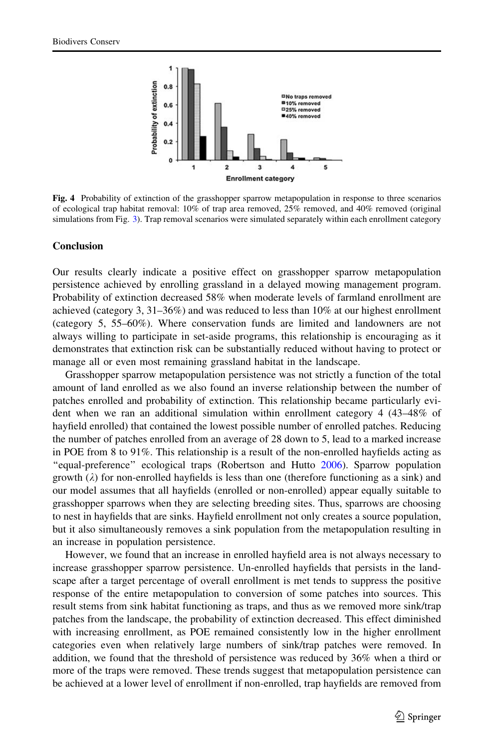Fig. 4 Probability of extinction of the grasshopper sparrow metapopulation in response to three scenarios of ecological trap habitat removal: 10% of trap area removed, 25% removed, and 40% removed (original simulations from Fig. 3). Trap removal scenarios were simulated separately within each enrollment category

## Conclusion

Our results clearly indicate a positive effect on grasshopper sparrow metapopulation persistence achieved by enrolling grassland in a delayed mowing management program. Probability of extinction decreased 58% when moderate levels of farmland enrollment are achieved (category 3, 31–36%) and was reduced to less than 10% at our highest enrollment (category 5, 55–60%). Where conservation funds are limited and landowners are not always willing to participate in set-aside programs, this relationship is encouraging as it demonstrates that extinction risk can be substantially reduced without having to protect or manage all or even most remaining grassland habitat in the landscape.

Grasshopper sparrow metapopulation persistence was not strictly a function of the total amount of land enrolled as we also found an inverse relationship between the number of patches enrolled and probability of extinction. This relationship became particularly evident when we ran an additional simulation within enrollment category 4 (43–48% of hayfield enrolled) that contained the lowest possible number of enrolled patches. Reducing the number of patches enrolled from an average of 28 down to 5, lead to a marked increase in POE from 8 to 91%. This relationship is a result of the non-enrolled hayfields acting as "equal-preference" ecological traps (Robertson and Hutto 2006). Sparrow population growth ($\lambda$) for non-enrolled hayfields is less than one (therefore functioning as a sink) and our model assumes that all hayfields (enrolled or non-enrolled) appear equally suitable to grasshopper sparrows when they are selecting breeding sites. Thus, sparrows are choosing to nest in hayfields that are sinks. Hayfield enrollment not only creates a source population, but it also simultaneously removes a sink population from the metapopulation resulting in an increase in population persistence.

However, we found that an increase in enrolled hayfield area is not always necessary to increase grasshopper sparrow persistence. Un-enrolled hayfields that persists in the landscape after a target percentage of overall enrollment is met tends to suppress the positive response of the entire metapopulation to conversion of some patches into sources. This result stems from sink habitat functioning as traps, and thus as we removed more sink/trap patches from the landscape, the probability of extinction decreased. This effect diminished with increasing enrollment, as POE remained consistently low in the higher enrollment categories even when relatively large numbers of sink/trap patches were removed. In addition, we found that the threshold of persistence was reduced by 36% when a third or more of the traps were removed. These trends suggest that metapopulation persistence can be achieved at a lower level of enrollment if non-enrolled, trap hayfields are removed from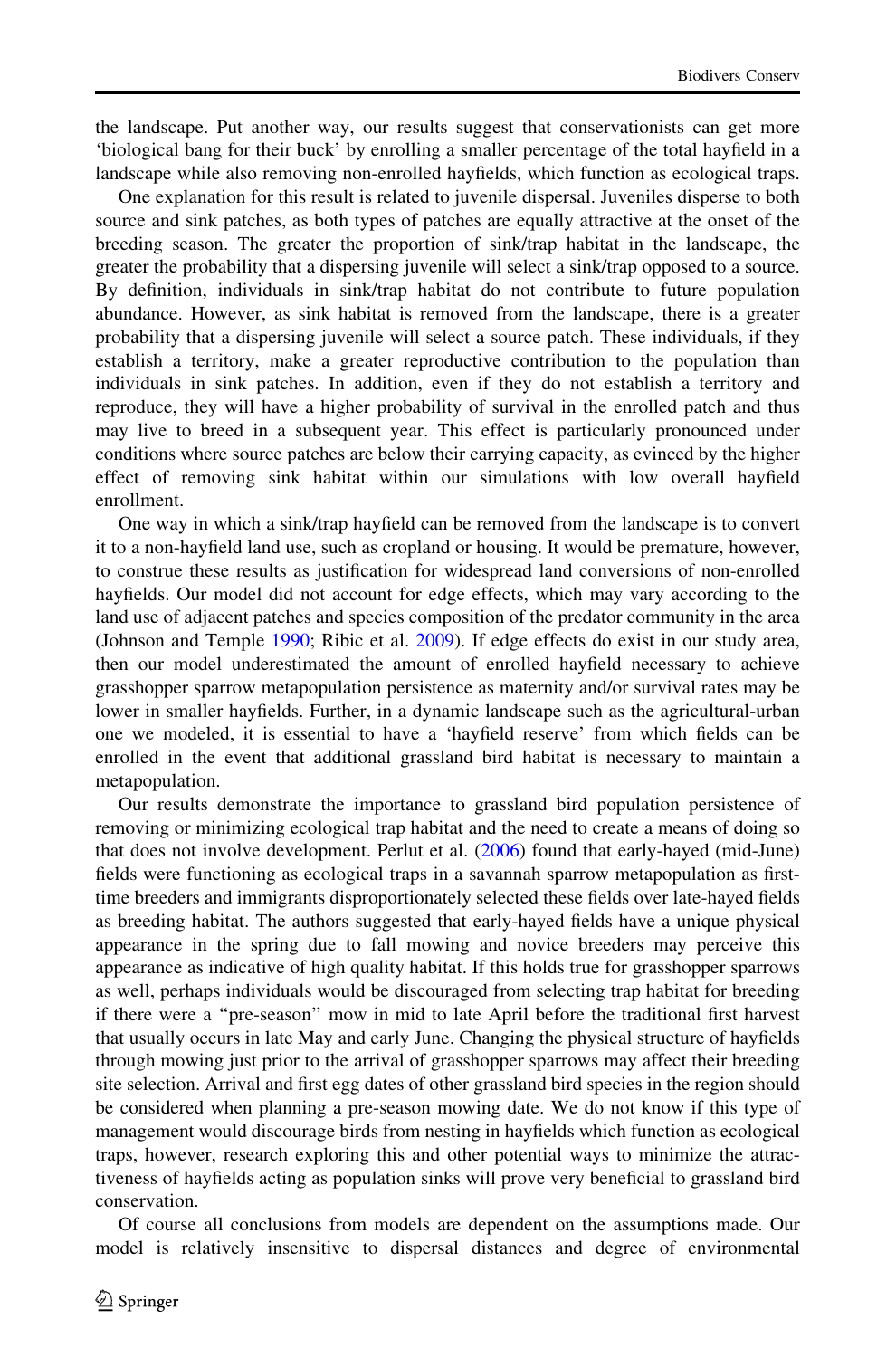the landscape. Put another way, our results suggest that conservationists can get more 'biological bang for their buck' by enrolling a smaller percentage of the total hayfield in a landscape while also removing non-enrolled hayfields, which function as ecological traps.

One explanation for this result is related to juvenile dispersal. Juveniles disperse to both source and sink patches, as both types of patches are equally attractive at the onset of the breeding season. The greater the proportion of sink/trap habitat in the landscape, the greater the probability that a dispersing juvenile will select a sink/trap opposed to a source. By definition, individuals in sink/trap habitat do not contribute to future population abundance. However, as sink habitat is removed from the landscape, there is a greater probability that a dispersing juvenile will select a source patch. These individuals, if they establish a territory, make a greater reproductive contribution to the population than individuals in sink patches. In addition, even if they do not establish a territory and reproduce, they will have a higher probability of survival in the enrolled patch and thus may live to breed in a subsequent year. This effect is particularly pronounced under conditions where source patches are below their carrying capacity, as evinced by the higher effect of removing sink habitat within our simulations with low overall hayfield enrollment.

One way in which a sink/trap hayfield can be removed from the landscape is to convert it to a non-hayfield land use, such as cropland or housing. It would be premature, however, to construe these results as justification for widespread land conversions of non-enrolled hayfields. Our model did not account for edge effects, which may vary according to the land use of adjacent patches and species composition of the predator community in the area (Johnson and Temple 1990; Ribic et al. 2009). If edge effects do exist in our study area, then our model underestimated the amount of enrolled hayfield necessary to achieve grasshopper sparrow metapopulation persistence as maternity and/or survival rates may be lower in smaller hayfields. Further, in a dynamic landscape such as the agricultural-urban one we modeled, it is essential to have a 'hayfield reserve' from which fields can be enrolled in the event that additional grassland bird habitat is necessary to maintain a metapopulation.

Our results demonstrate the importance to grassland bird population persistence of removing or minimizing ecological trap habitat and the need to create a means of doing so that does not involve development. Perlut et al. (2006) found that early-hayed (mid-June) fields were functioning as ecological traps in a savannah sparrow metapopulation as first-time breeders and immigrants disproportionately selected these fields over late-hayed fields as breeding habitat. The authors suggested that early-hayed fields have a unique physical appearance in the spring due to fall mowing and novice breeders may perceive this appearance as indicative of high quality habitat. If this holds true for grasshopper sparrows as well, perhaps individuals would be discouraged from selecting trap habitat for breeding if there were a "pre-season" mow in mid to late April before the traditional first harvest that usually occurs in late May and early June. Changing the physical structure of hayfields through mowing just prior to the arrival of grasshopper sparrows may affect their breeding site selection. Arrival and first egg dates of other grassland bird species in the region should be considered when planning a pre-season mowing date. We do not know if this type of management would discourage birds from nesting in hayfields which function as ecological traps, however, research exploring this and other potential ways to minimize the attractiveness of hayfields acting as population sinks will prove very beneficial to grassland bird conservation.

Of course all conclusions from models are dependent on the assumptions made. Our model is relatively insensitive to dispersal distances and degree of environmental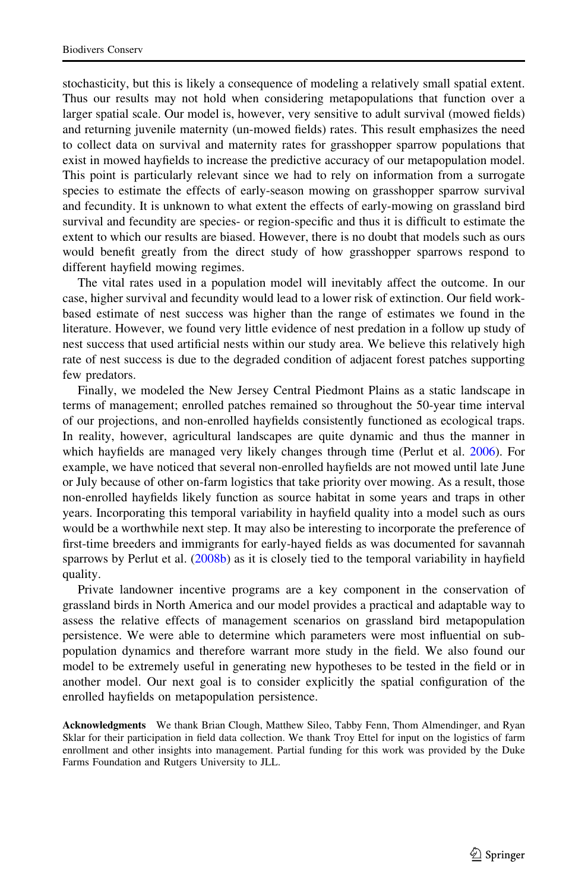stochasticity, but this is likely a consequence of modeling a relatively small spatial extent. Thus our results may not hold when considering metapopulations that function over a larger spatial scale. Our model is, however, very sensitive to adult survival (mowed fields) and returning juvenile maternity (un-mowed fields) rates. This result emphasizes the need to collect data on survival and maternity rates for grasshopper sparrow populations that exist in mowed hayfields to increase the predictive accuracy of our metapopulation model. This point is particularly relevant since we had to rely on information from a surrogate species to estimate the effects of early-season mowing on grasshopper sparrow survival and fecundity. It is unknown to what extent the effects of early-mowing on grassland bird survival and fecundity are species- or region-specific and thus it is difficult to estimate the extent to which our results are biased. However, there is no doubt that models such as ours would benefit greatly from the direct study of how grasshopper sparrows respond to different hayfield mowing regimes.

The vital rates used in a population model will inevitably affect the outcome. In our case, higher survival and fecundity would lead to a lower risk of extinction. Our field work-based estimate of nest success was higher than the range of estimates we found in the literature. However, we found very little evidence of nest predation in a follow up study of nest success that used artificial nests within our study area. We believe this relatively high rate of nest success is due to the degraded condition of adjacent forest patches supporting few predators.

Finally, we modeled the New Jersey Central Piedmont Plains as a static landscape in terms of management; enrolled patches remained so throughout the 50-year time interval of our projections, and non-enrolled hayfields consistently functioned as ecological traps. In reality, however, agricultural landscapes are quite dynamic and thus the manner in which hayfields are managed very likely changes through time (Perlut et al. 2006). For example, we have noticed that several non-enrolled hayfields are not mowed until late June or July because of other on-farm logistics that take priority over mowing. As a result, those non-enrolled hayfields likely function as source habitat in some years and traps in other years. Incorporating this temporal variability in hayfield quality into a model such as ours would be a worthwhile next step. It may also be interesting to incorporate the preference of first-time breeders and immigrants for early-hayed fields as was documented for savannah sparrows by Perlut et al. (2008b) as it is closely tied to the temporal variability in hayfield quality.

Private landowner incentive programs are a key component in the conservation of grassland birds in North America and our model provides a practical and adaptable way to assess the relative effects of management scenarios on grassland bird metapopulation persistence. We were able to determine which parameters were most influential on sub-population dynamics and therefore warrant more study in the field. We also found our model to be extremely useful in generating new hypotheses to be tested in the field or in another model. Our next goal is to consider explicitly the spatial configuration of the enrolled hayfields on metapopulation persistence.

**Acknowledgments** We thank Brian Clough, Matthew Sileo, Tabby Fenn, Thom Almendinger, and Ryan Sklar for their participation in field data collection. We thank Troy Ettel for input on the logistics of farm enrollment and other insights into management. Partial funding for this work was provided by the Duke Farms Foundation and Rutgers University to JLL.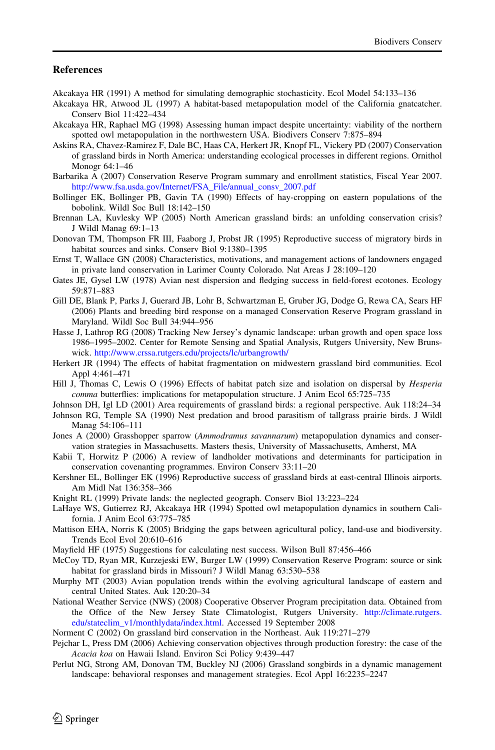## References

Akcakaya HR (1991) A method for simulating demographic stochasticity. Ecol Model 54:133–136

Akcakaya HR, Atwood JL (1997) A habitat-based metapopulation model of the California gnatcatcher. Conserv Biol 11:422–434

Akcakaya HR, Raphael MG (1998) Assessing human impact despite uncertainty: viability of the northern spotted owl metapopulation in the northwestern USA. Biodivers Conserv 7:875–894

Askins RA, Chavez-Ramirez F, Dale BC, Haas CA, Herkert JR, Knopf FL, Vickery PD (2007) Conservation of grassland birds in North America: understanding ecological processes in different regions. Ornithol Monogr 64:1–46

Barbarika A (2007) Conservation Reserve Program summary and enrollment statistics, Fiscal Year 2007. http://www.fsa.usda.gov/Internet/FSA_File/annual_consv_2007.pdf

Bollinger EK, Bollinger PB, Gavin TA (1990) Effects of hay-cropping on eastern populations of the bobolink. Wildl Soc Bull 18:142–150

Brennan LA, Kuvlesky WP (2005) North American grassland birds: an unfolding conservation crisis? J Wildl Manag 69:1–13

Donovan TM, Thompson FR III, Faaborg J, Probst JR (1995) Reproductive success of migratory birds in habitat sources and sinks. Conserv Biol 9:1380–1395

Ernst T, Wallace GN (2008) Characteristics, motivations, and management actions of landowners engaged in private land conservation in Larimer County Colorado. Nat Areas J 28:109–120

Gates JE, Gysel LW (1978) Avian nest dispersion and fledging success in field-forest ecotones. Ecology 59:871–883

Gill DE, Blank P, Parks J, Guerard JB, Lohr B, Schwartzman E, Gruber JG, Dodge G, Rewa CA, Sears HF (2006) Plants and breeding bird response on a managed Conservation Reserve Program grassland in Maryland. Wildl Soc Bull 34:944–956

Hasse J, Lathrop RG (2008) Tracking New Jersey's dynamic landscape: urban growth and open space loss 1986–1995–2002. Center for Remote Sensing and Spatial Analysis, Rutgers University, New Brunswick. http://www.crssa.rutgers.edu/projects/lc/urbangrowth/

Herkert JR (1994) The effects of habitat fragmentation on midwestern grassland bird communities. Ecol Appl 4:461–471

Hill J, Thomas C, Lewis O (1996) Effects of habitat patch size and isolation on dispersal by *Hesperia comma* butterflies: implications for metapopulation structure. J Anim Ecol 65:725–735

Johnson DH, Igl LD (2001) Area requirements of grassland birds: a regional perspective. Auk 118:24–34

Johnson RG, Temple SA (1990) Nest predation and brood parasitism of tallgrass prairie birds. J Wildl Manag 54:106–111

Jones A (2000) Grasshopper sparrow (*Ammodramus savannarum*) metapopulation dynamics and conservation strategies in Massachusetts. Masters thesis, University of Massachusetts, Amherst, MA

Kabii T, Horwitz P (2006) A review of landholder motivations and determinants for participation in conservation covenanting programmes. Environ Conserv 33:11–20

Kershner EL, Bollinger EK (1996) Reproductive success of grassland birds at east-central Illinois airports. Am Midl Nat 136:358–366

Knight RL (1999) Private lands: the neglected geograph. Conserv Biol 13:223–224

LaHaye WS, Gutierrez RJ, Akcakaya HR (1994) Spotted owl metapopulation dynamics in southern California. J Anim Ecol 63:775–785

Mattison EHA, Norris K (2005) Bridging the gaps between agricultural policy, land-use and biodiversity. Trends Ecol Evol 20:610–616

Mayfield HF (1975) Suggestions for calculating nest success. Wilson Bull 87:456–466

McCoy TD, Ryan MR, Kurzejeski EW, Burger LW (1999) Conservation Reserve Program: source or sink habitat for grassland birds in Missouri? J Wildl Manag 63:530–538

Murphy MT (2003) Avian population trends within the evolving agricultural landscape of eastern and central United States. Auk 120:20–34

National Weather Service (NWS) (2008) Cooperative Observer Program precipitation data. Obtained from the Office of the New Jersey State Climatologist, Rutgers University. http://climate.rutgers.edu/stateclim_v1/monthlydata/index.html. Accessed 19 September 2008

Norment C (2002) On grassland bird conservation in the Northeast. Auk 119:271–279

Pejchar L, Press DM (2006) Achieving conservation objectives through production forestry: the case of the *Acacia koa* on Hawaii Island. Environ Sci Policy 9:439–447

Perlut NG, Strong AM, Donovan TM, Buckley NJ (2006) Grassland songbirds in a dynamic management landscape: behavioral responses and management strategies. Ecol Appl 16:2235–2247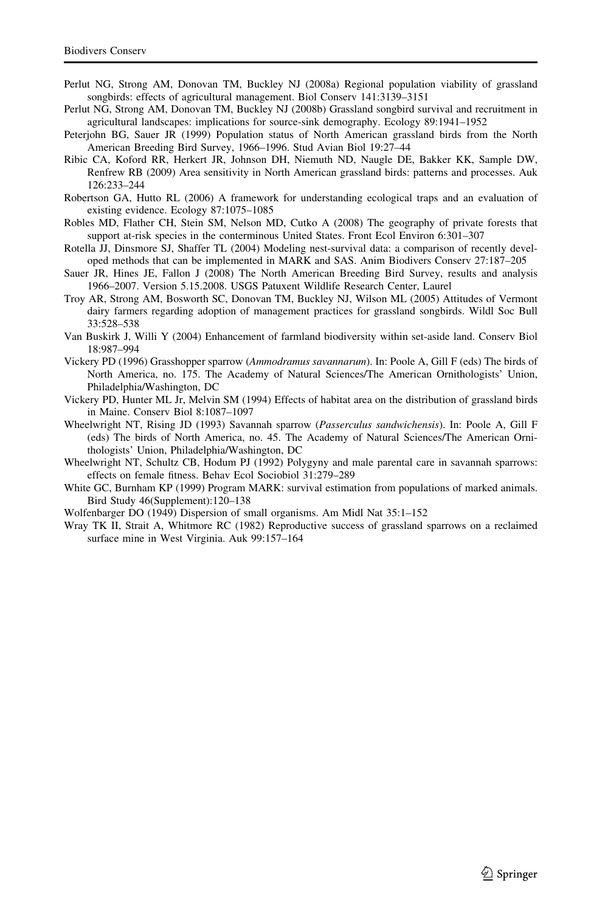Perlut NG, Strong AM, Donovan TM, Buckley NJ (2008a) Regional population viability of grassland songbirds: effects of agricultural management. Biol Conserv 141:3139–3151

Perlut NG, Strong AM, Donovan TM, Buckley NJ (2008b) Grassland songbird survival and recruitment in agricultural landscapes: implications for source-sink demography. Ecology 89:1941–1952

Peterjohn BG, Sauer JR (1999) Population status of North American grassland birds from the North American Breeding Bird Survey, 1966–1996. Stud Avian Biol 19:27–44

Ribic CA, Koford RR, Herkert JR, Johnson DH, Niemuth ND, Naugle DE, Bakker KK, Sample DW, Renfrew RB (2009) Area sensitivity in North American grassland birds: patterns and processes. Auk 126:233–244

Robertson GA, Hutto RL (2006) A framework for understanding ecological traps and an evaluation of existing evidence. Ecology 87:1075–1085

Robles MD, Flather CH, Stein SM, Nelson MD, Cutko A (2008) The geography of private forests that support at-risk species in the conterminous United States. Front Ecol Environ 6:301–307

Rotella JJ, Dinsmore SJ, Shaffer TL (2004) Modeling nest-survival data: a comparison of recently developed methods that can be implemented in MARK and SAS. Anim Biodivers Conserv 27:187–205

Sauer JR, Hines JE, Fallon J (2008) The North American Breeding Bird Survey, results and analysis 1966–2007. Version 5.15.2008. USGS Patuxent Wildlife Research Center, Laurel

Troy AR, Strong AM, Bosworth SC, Donovan TM, Buckley NJ, Wilson ML (2005) Attitudes of Vermont dairy farmers regarding adoption of management practices for grassland songbirds. Wildl Soc Bull 33:528–538

Van Buskirk J, Willi Y (2004) Enhancement of farmland biodiversity within set-aside land. Conserv Biol 18:987–994

Vickery PD (1996) Grasshopper sparrow (*Ammodramus savannarum*). In: Poole A, Gill F (eds) The birds of North America, no. 175. The Academy of Natural Sciences/The American Ornithologists' Union, Philadelphia/Washington, DC

Vickery PD, Hunter ML Jr, Melvin SM (1994) Effects of habitat area on the distribution of grassland birds in Maine. Conserv Biol 8:1087–1097

Wheelwright NT, Rising JD (1993) Savannah sparrow (*Passerculus sandwichensis*). In: Poole A, Gill F (eds) The birds of North America, no. 45. The Academy of Natural Sciences/The American Ornithologists' Union, Philadelphia/Washington, DC

Wheelwright NT, Schultz CB, Hodum PJ (1992) Polygyny and male parental care in savannah sparrows: effects on female fitness. Behav Ecol Sociobiol 31:279–289

White GC, Burnham KP (1999) Program MARK: survival estimation from populations of marked animals. Bird Study 46(Supplement):120–138

Wolfenbarger DO (1949) Dispersion of small organisms. Am Midl Nat 35:1–152

Wray TK II, Strait A, Whitmore RC (1982) Reproductive success of grassland sparrows on a reclaimed surface mine in West Virginia. Auk 99:157–164